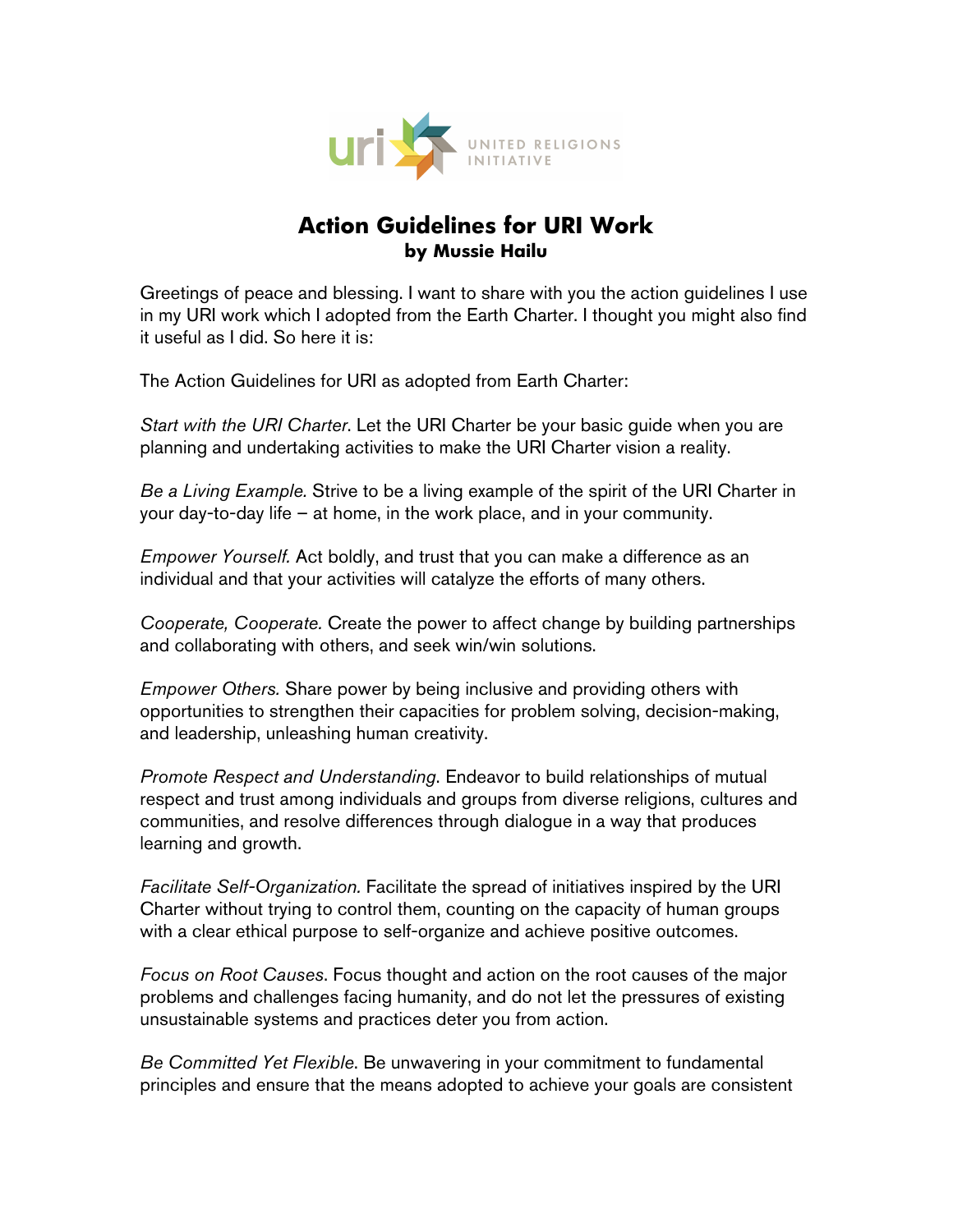# Action Guidelines for URI Work

**by Mussie Hailu**

Greetings of peace and blessing. I want to share with you the action guidelines I use in my URI work which I adopted from the Earth Charter. I thought you might also find it useful as I did. So here it is:

The Action Guidelines for URI as adopted from Earth Charter:

*Start with the URI Charter*. Let the URI Charter be your basic guide when you are planning and undertaking activities to make the URI Charter vision a reality.

*Be a Living Example.* Strive to be a living example of the spirit of the URI Charter in your day-to-day life – at home, in the work place, and in your community.

*Empower Yourself.* Act boldly, and trust that you can make a difference as an individual and that your activities will catalyze the efforts of many others.

*Cooperate, Cooperate.* Create the power to affect change by building partnerships and collaborating with others, and seek win/win solutions.

*Empower Others.* Share power by being inclusive and providing others with opportunities to strengthen their capacities for problem solving, decision-making, and leadership, unleashing human creativity.

*Promote Respect and Understanding*. Endeavor to build relationships of mutual respect and trust among individuals and groups from diverse religions, cultures and communities, and resolve differences through dialogue in a way that produces learning and growth.

*Facilitate Self-Organization.* Facilitate the spread of initiatives inspired by the URI Charter without trying to control them, counting on the capacity of human groups with a clear ethical purpose to self-organize and achieve positive outcomes.

*Focus on Root Causes*. Focus thought and action on the root causes of the major problems and challenges facing humanity, and do not let the pressures of existing unsustainable systems and practices deter you from action.

*Be Committed Yet Flexible*. Be unwavering in your commitment to fundamental principles and ensure that the means adopted to achieve your goals are consistent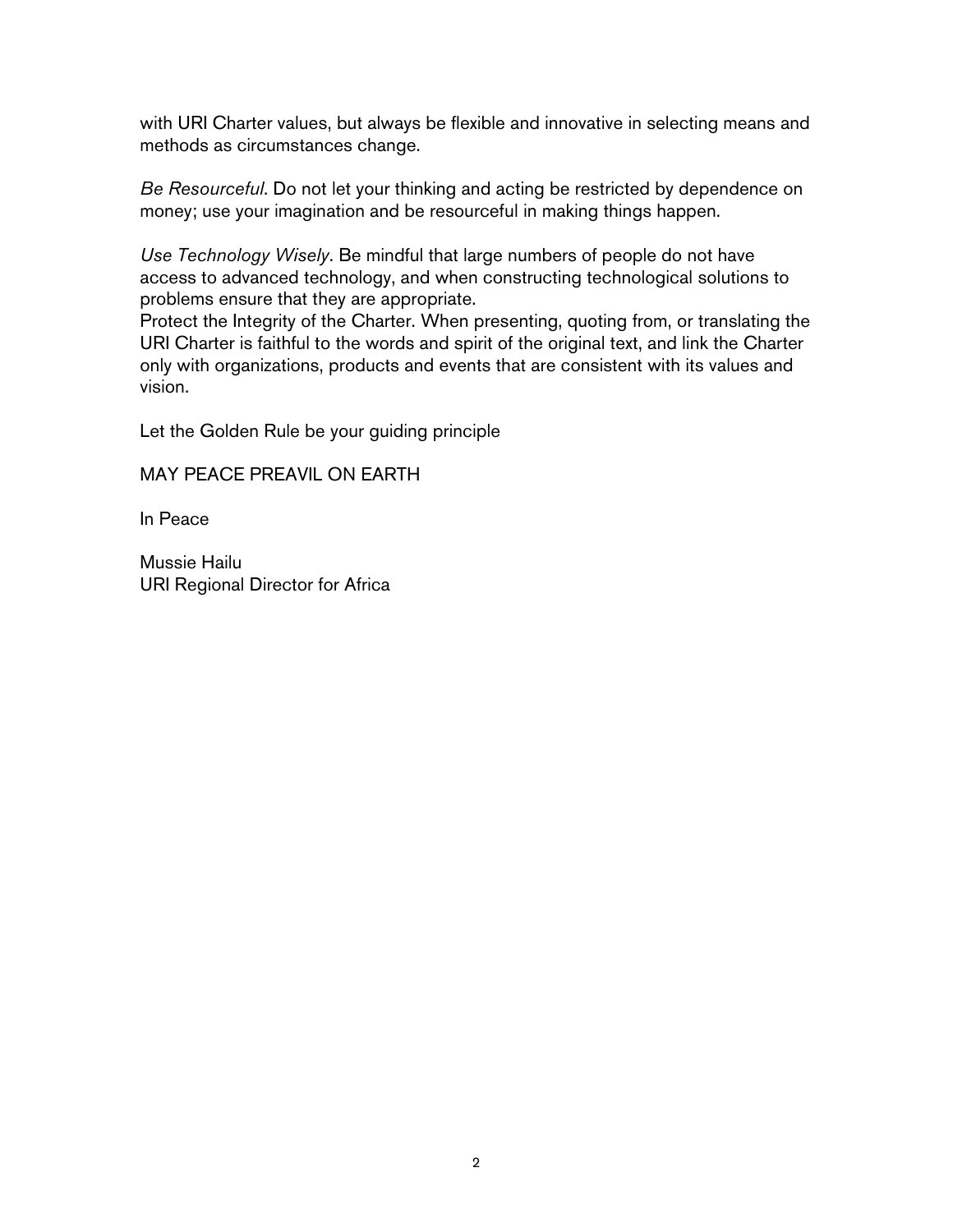with URI Charter values, but always be flexible and innovative in selecting means and methods as circumstances change.

*Be Resourceful*. Do not let your thinking and acting be restricted by dependence on money; use your imagination and be resourceful in making things happen.

*Use Technology Wisely*. Be mindful that large numbers of people do not have access to advanced technology, and when constructing technological solutions to problems ensure that they are appropriate.
Protect the Integrity of the Charter. When presenting, quoting from, or translating the URI Charter is faithful to the words and spirit of the original text, and link the Charter only with organizations, products and events that are consistent with its values and vision.

Let the Golden Rule be your guiding principle

MAY PEACE PREAVIL ON EARTH

In Peace

Mussie Hailu
URI Regional Director for Africa